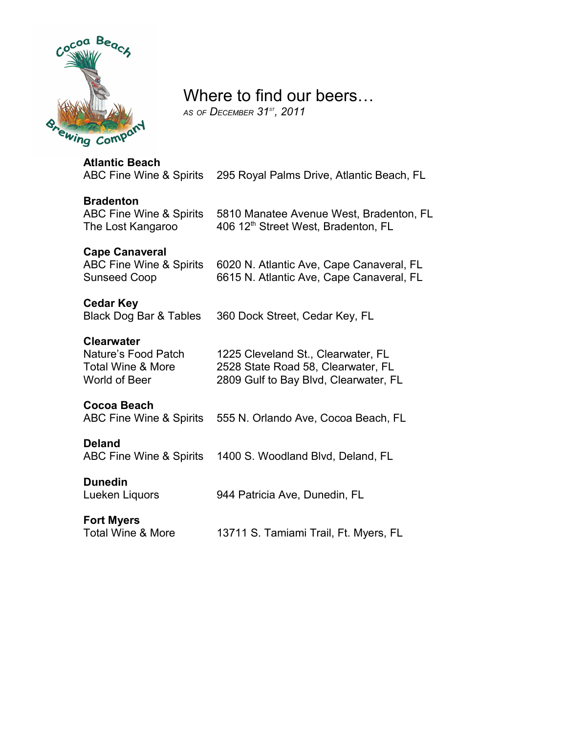# Where to find our beers…

*AS OF DECEMBER 31ST, 2011*

**Atlantic Beach**

| | |
|---|---|
| ABC Fine Wine & Spirits | 295 Royal Palms Drive, Atlantic Beach, FL |

**Bradenton**

| | |
|---|---|
| ABC Fine Wine & Spirits | 5810 Manatee Avenue West, Bradenton, FL |
| The Lost Kangaroo | 406 12th Street West, Bradenton, FL |

**Cape Canaveral**

| | |
|---|---|
| ABC Fine Wine & Spirits | 6020 N. Atlantic Ave, Cape Canaveral, FL |
| Sunseed Coop | 6615 N. Atlantic Ave, Cape Canaveral, FL |

**Cedar Key**

| | |
|---|---|
| Black Dog Bar & Tables | 360 Dock Street, Cedar Key, FL |

**Clearwater**

| | |
|---|---|
| Nature's Food Patch | 1225 Cleveland St., Clearwater, FL |
| Total Wine & More | 2528 State Road 58, Clearwater, FL |
| World of Beer | 2809 Gulf to Bay Blvd, Clearwater, FL |

**Cocoa Beach**

| | |
|---|---|
| ABC Fine Wine & Spirits | 555 N. Orlando Ave, Cocoa Beach, FL |

**Deland**

| | |
|---|---|
| ABC Fine Wine & Spirits | 1400 S. Woodland Blvd, Deland, FL |

**Dunedin**

| | |
|---|---|
| Lueken Liquors | 944 Patricia Ave, Dunedin, FL |

**Fort Myers**

| | |
|---|---|
| Total Wine & More | 13711 S. Tamiami Trail, Ft. Myers, FL |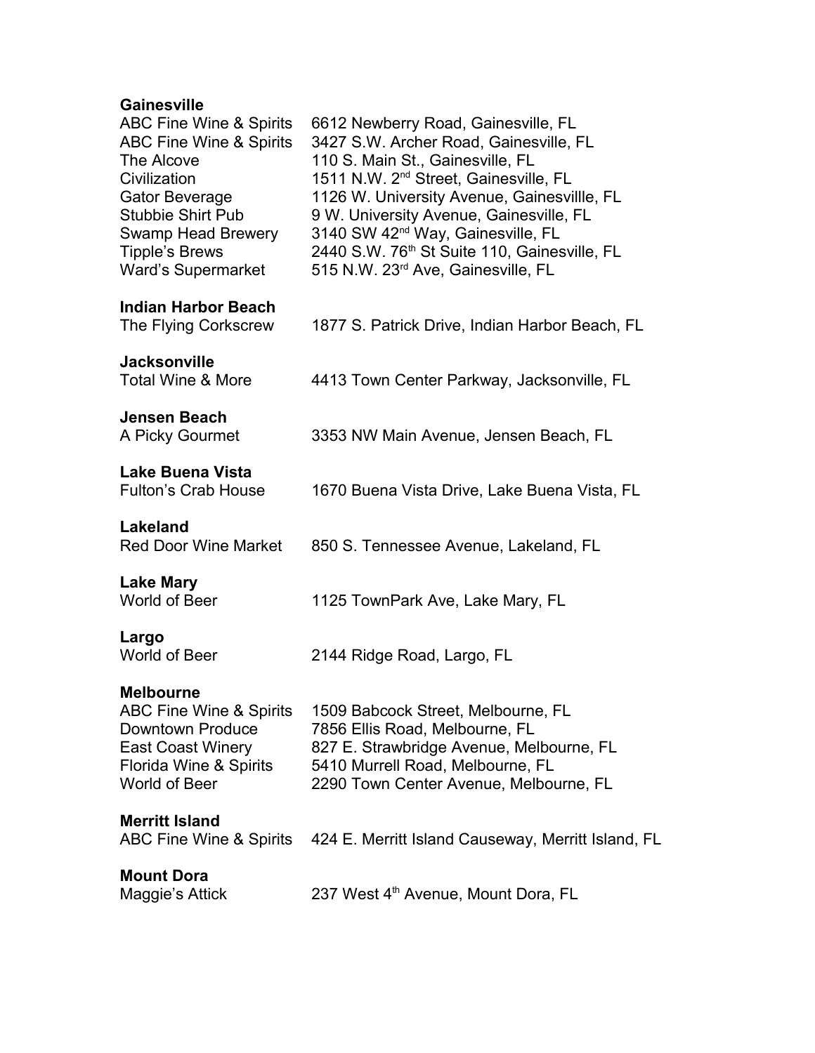**Gainesville**

| | |
|---|---|
| ABC Fine Wine & Spirits | 6612 Newberry Road, Gainesville, FL |
| ABC Fine Wine & Spirits | 3427 S.W. Archer Road, Gainesville, FL |
| The Alcove | 110 S. Main St., Gainesville, FL |
| Civilization | 1511 N.W. 2nd Street, Gainesville, FL |
| Gator Beverage | 1126 W. University Avenue, Gainesvillle, FL |
| Stubbie Shirt Pub | 9 W. University Avenue, Gainesville, FL |
| Swamp Head Brewery | 3140 SW 42nd Way, Gainesville, FL |
| Tipple's Brews | 2440 S.W. 76th St Suite 110, Gainesville, FL |
| Ward's Supermarket | 515 N.W. 23rd Ave, Gainesville, FL |

**Indian Harbor Beach**

| | |
|---|---|
| The Flying Corkscrew | 1877 S. Patrick Drive, Indian Harbor Beach, FL |

**Jacksonville**

| | |
|---|---|
| Total Wine & More | 4413 Town Center Parkway, Jacksonville, FL |

**Jensen Beach**

| | |
|---|---|
| A Picky Gourmet | 3353 NW Main Avenue, Jensen Beach, FL |

**Lake Buena Vista**

| | |
|---|---|
| Fulton's Crab House | 1670 Buena Vista Drive, Lake Buena Vista, FL |

**Lakeland**

| | |
|---|---|
| Red Door Wine Market | 850 S. Tennessee Avenue, Lakeland, FL |

**Lake Mary**

| | |
|---|---|
| World of Beer | 1125 TownPark Ave, Lake Mary, FL |

**Largo**

| | |
|---|---|
| World of Beer | 2144 Ridge Road, Largo, FL |

**Melbourne**

| | |
|---|---|
| ABC Fine Wine & Spirits | 1509 Babcock Street, Melbourne, FL |
| Downtown Produce | 7856 Ellis Road, Melbourne, FL |
| East Coast Winery | 827 E. Strawbridge Avenue, Melbourne, FL |
| Florida Wine & Spirits | 5410 Murrell Road, Melbourne, FL |
| World of Beer | 2290 Town Center Avenue, Melbourne, FL |

**Merritt Island**

| | |
|---|---|
| ABC Fine Wine & Spirits | 424 E. Merritt Island Causeway, Merritt Island, FL |

**Mount Dora**

| | |
|---|---|
| Maggie's Attick | 237 West 4th Avenue, Mount Dora, FL |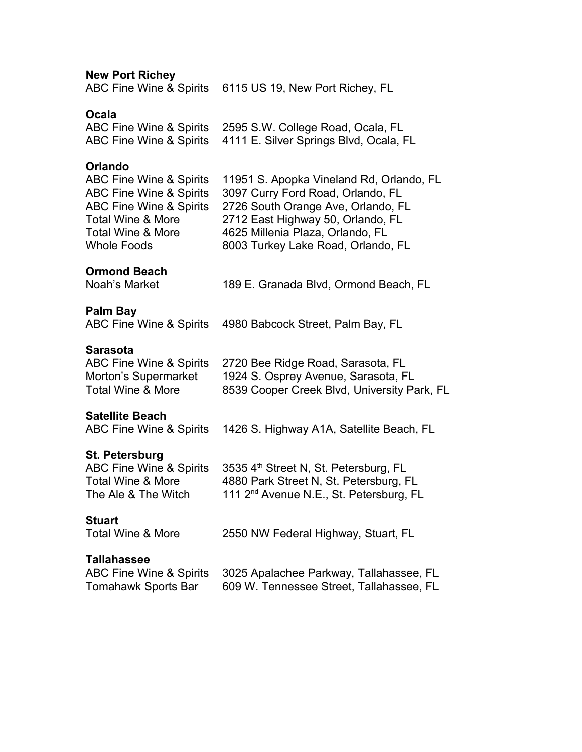**New Port Richey**

| | |
|---|---|
| ABC Fine Wine & Spirits | 6115 US 19, New Port Richey, FL |

**Ocala**

| | |
|---|---|
| ABC Fine Wine & Spirits | 2595 S.W. College Road, Ocala, FL |
| ABC Fine Wine & Spirits | 4111 E. Silver Springs Blvd, Ocala, FL |

**Orlando**

| | |
|---|---|
| ABC Fine Wine & Spirits | 11951 S. Apopka Vineland Rd, Orlando, FL |
| ABC Fine Wine & Spirits | 3097 Curry Ford Road, Orlando, FL |
| ABC Fine Wine & Spirits | 2726 South Orange Ave, Orlando, FL |
| Total Wine & More | 2712 East Highway 50, Orlando, FL |
| Total Wine & More | 4625 Millenia Plaza, Orlando, FL |
| Whole Foods | 8003 Turkey Lake Road, Orlando, FL |

**Ormond Beach**

| | |
|---|---|
| Noah's Market | 189 E. Granada Blvd, Ormond Beach, FL |

**Palm Bay**

| | |
|---|---|
| ABC Fine Wine & Spirits | 4980 Babcock Street, Palm Bay, FL |

**Sarasota**

| | |
|---|---|
| ABC Fine Wine & Spirits | 2720 Bee Ridge Road, Sarasota, FL |
| Morton's Supermarket | 1924 S. Osprey Avenue, Sarasota, FL |
| Total Wine & More | 8539 Cooper Creek Blvd, University Park, FL |

**Satellite Beach**

| | |
|---|---|
| ABC Fine Wine & Spirits | 1426 S. Highway A1A, Satellite Beach, FL |

**St. Petersburg**

| | |
|---|---|
| ABC Fine Wine & Spirits | 3535 4th Street N, St. Petersburg, FL |
| Total Wine & More | 4880 Park Street N, St. Petersburg, FL |
| The Ale & The Witch | 111 2nd Avenue N.E., St. Petersburg, FL |

**Stuart**

| | |
|---|---|
| Total Wine & More | 2550 NW Federal Highway, Stuart, FL |

**Tallahassee**

| | |
|---|---|
| ABC Fine Wine & Spirits | 3025 Apalachee Parkway, Tallahassee, FL |
| Tomahawk Sports Bar | 609 W. Tennessee Street, Tallahassee, FL |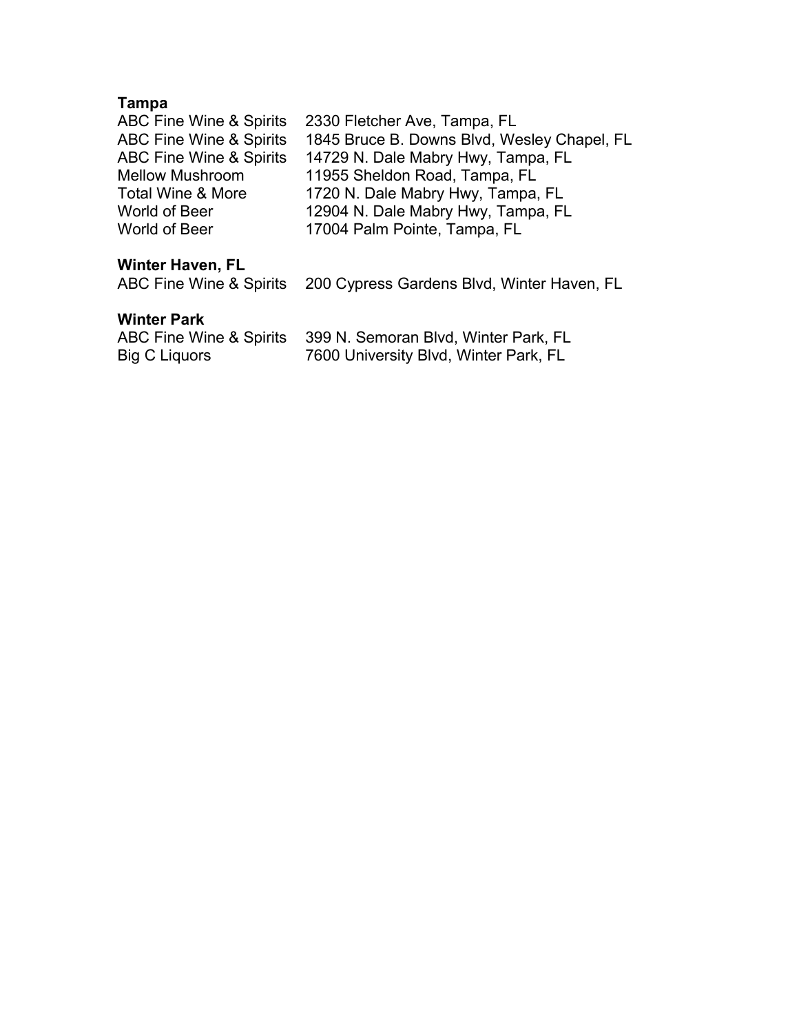**Tampa**

| | |
|---|---|
| ABC Fine Wine & Spirits | 2330 Fletcher Ave, Tampa, FL |
| ABC Fine Wine & Spirits | 1845 Bruce B. Downs Blvd, Wesley Chapel, FL |
| ABC Fine Wine & Spirits | 14729 N. Dale Mabry Hwy, Tampa, FL |
| Mellow Mushroom | 11955 Sheldon Road, Tampa, FL |
| Total Wine & More | 1720 N. Dale Mabry Hwy, Tampa, FL |
| World of Beer | 12904 N. Dale Mabry Hwy, Tampa, FL |
| World of Beer | 17004 Palm Pointe, Tampa, FL |

**Winter Haven, FL**

| | |
|---|---|
| ABC Fine Wine & Spirits | 200 Cypress Gardens Blvd, Winter Haven, FL |

**Winter Park**

| | |
|---|---|
| ABC Fine Wine & Spirits | 399 N. Semoran Blvd, Winter Park, FL |
| Big C Liquors | 7600 University Blvd, Winter Park, FL |